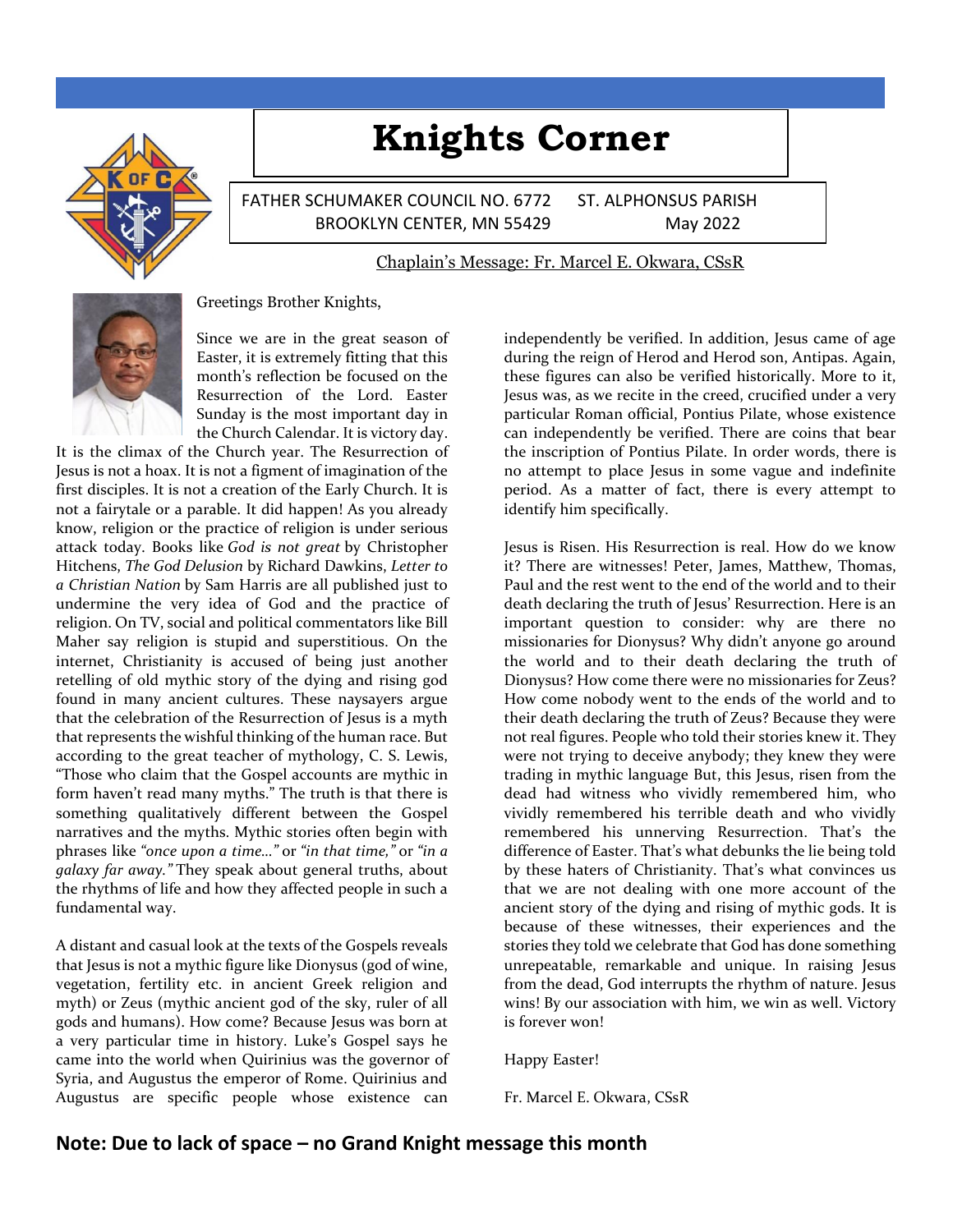# Knights Corner

FATHER SCHUMAKER COUNCIL NO. 6772 ST. ALPHONSUS PARISH
BROOKLYN CENTER, MN 55429 May 2022

## Chaplain's Message: Fr. Marcel E. Okwara, CSsR

Greetings Brother Knights,

Since we are in the great season of Easter, it is extremely fitting that this month's reflection be focused on the Resurrection of the Lord. Easter Sunday is the most important day in the Church Calendar. It is victory day. It is the climax of the Church year. The Resurrection of Jesus is not a hoax. It is not a figment of imagination of the first disciples. It is not a creation of the Early Church. It is not a fairytale or a parable. It did happen! As you already know, religion or the practice of religion is under serious attack today. Books like *God is not great* by Christopher Hitchens, *The God Delusion* by Richard Dawkins, *Letter to a Christian Nation* by Sam Harris are all published just to undermine the very idea of God and the practice of religion. On TV, social and political commentators like Bill Maher say religion is stupid and superstitious. On the internet, Christianity is accused of being just another retelling of old mythic story of the dying and rising god found in many ancient cultures. These naysayers argue that the celebration of the Resurrection of Jesus is a myth that represents the wishful thinking of the human race. But according to the great teacher of mythology, C. S. Lewis, "Those who claim that the Gospel accounts are mythic in form haven't read many myths." The truth is that there is something qualitatively different between the Gospel narratives and the myths. Mythic stories often begin with phrases like *"once upon a time…"* or *"in that time,"* or *"in a galaxy far away."* They speak about general truths, about the rhythms of life and how they affected people in such a fundamental way.

A distant and casual look at the texts of the Gospels reveals that Jesus is not a mythic figure like Dionysus (god of wine, vegetation, fertility etc. in ancient Greek religion and myth) or Zeus (mythic ancient god of the sky, ruler of all gods and humans). How come? Because Jesus was born at a very particular time in history. Luke's Gospel says he came into the world when Quirinius was the governor of Syria, and Augustus the emperor of Rome. Quirinius and Augustus are specific people whose existence can independently be verified. In addition, Jesus came of age during the reign of Herod and Herod son, Antipas. Again, these figures can also be verified historically. More to it, Jesus was, as we recite in the creed, crucified under a very particular Roman official, Pontius Pilate, whose existence can independently be verified. There are coins that bear the inscription of Pontius Pilate. In order words, there is no attempt to place Jesus in some vague and indefinite period. As a matter of fact, there is every attempt to identify him specifically.

Jesus is Risen. His Resurrection is real. How do we know it? There are witnesses! Peter, James, Matthew, Thomas, Paul and the rest went to the end of the world and to their death declaring the truth of Jesus' Resurrection. Here is an important question to consider: why are there no missionaries for Dionysus? Why didn't anyone go around the world and to their death declaring the truth of Dionysus? How come there were no missionaries for Zeus? How come nobody went to the ends of the world and to their death declaring the truth of Zeus? Because they were not real figures. People who told their stories knew it. They were not trying to deceive anybody; they knew they were trading in mythic language But, this Jesus, risen from the dead had witness who vividly remembered him, who vividly remembered his terrible death and who vividly remembered his unnerving Resurrection. That's the difference of Easter. That's what debunks the lie being told by these haters of Christianity. That's what convinces us that we are not dealing with one more account of the ancient story of the dying and rising of mythic gods. It is because of these witnesses, their experiences and the stories they told we celebrate that God has done something unrepeatable, remarkable and unique. In raising Jesus from the dead, God interrupts the rhythm of nature. Jesus wins! By our association with him, we win as well. Victory is forever won!

Happy Easter!

Fr. Marcel E. Okwara, CSsR

**Note: Due to lack of space – no Grand Knight message this month**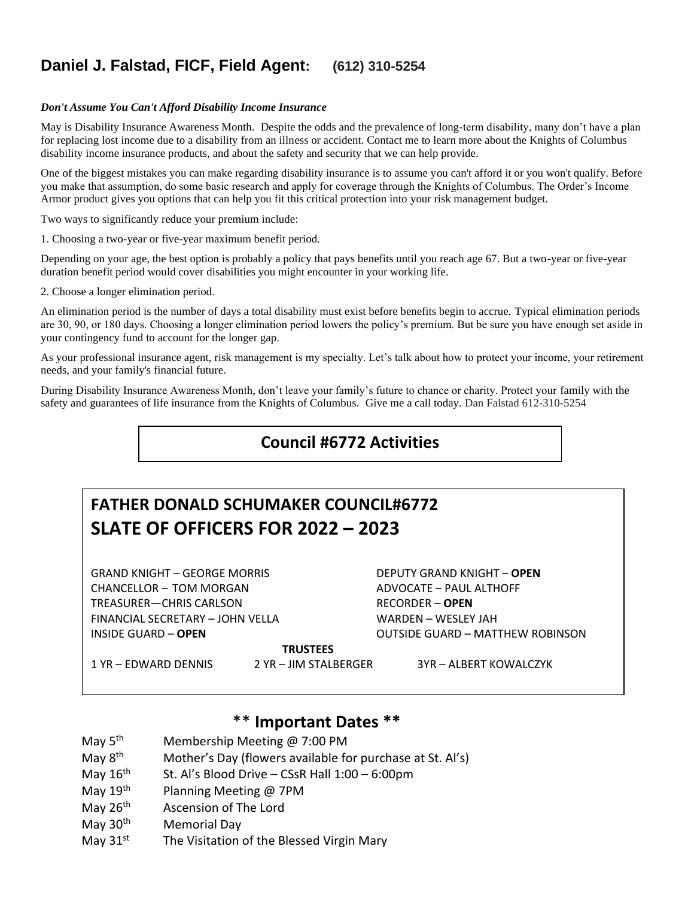## Daniel J. Falstad, FICF, Field Agent: (612) 310-5254

***Don't Assume You Can't Afford Disability Income Insurance***

May is Disability Insurance Awareness Month. Despite the odds and the prevalence of long-term disability, many don't have a plan for replacing lost income due to a disability from an illness or accident. Contact me to learn more about the Knights of Columbus disability income insurance products, and about the safety and security that we can help provide.

One of the biggest mistakes you can make regarding disability insurance is to assume you can't afford it or you won't qualify. Before you make that assumption, do some basic research and apply for coverage through the Knights of Columbus. The Order's Income Armor product gives you options that can help you fit this critical protection into your risk management budget.

Two ways to significantly reduce your premium include:

1. Choosing a two-year or five-year maximum benefit period.

Depending on your age, the best option is probably a policy that pays benefits until you reach age 67. But a two-year or five-year duration benefit period would cover disabilities you might encounter in your working life.

2. Choose a longer elimination period.

An elimination period is the number of days a total disability must exist before benefits begin to accrue. Typical elimination periods are 30, 90, or 180 days. Choosing a longer elimination period lowers the policy's premium. But be sure you have enough set aside in your contingency fund to account for the longer gap.

As your professional insurance agent, risk management is my specialty. Let's talk about how to protect your income, your retirement needs, and your family's financial future.

During Disability Insurance Awareness Month, don't leave your family's future to chance or charity. Protect your family with the safety and guarantees of life insurance from the Knights of Columbus. Give me a call today. Dan Falstad 612-310-5254

## Council #6772 Activities

### FATHER DONALD SCHUMAKER COUNCIL#6772
### SLATE OF OFFICERS FOR 2022 – 2023

GRAND KNIGHT – GEORGE MORRIS
DEPUTY GRAND KNIGHT – **OPEN**
CHANCELLOR – TOM MORGAN
ADVOCATE – PAUL ALTHOFF
TREASURER—CHRIS CARLSON
RECORDER – **OPEN**
FINANCIAL SECRETARY – JOHN VELLA
WARDEN – WESLEY JAH
INSIDE GUARD – **OPEN**
OUTSIDE GUARD – MATTHEW ROBINSON

**TRUSTEES**

1 YR – EDWARD DENNIS
2 YR – JIM STALBERGER
3YR – ALBERT KOWALCZYK

### ** Important Dates **

| | |
|---|---|
| May 5th | Membership Meeting @ 7:00 PM |
| May 8th | Mother's Day (flowers available for purchase at St. Al's) |
| May 16th | St. Al's Blood Drive – CSsR Hall 1:00 – 6:00pm |
| May 19th | Planning Meeting @ 7PM |
| May 26th | Ascension of The Lord |
| May 30th | Memorial Day |
| May 31st | The Visitation of the Blessed Virgin Mary |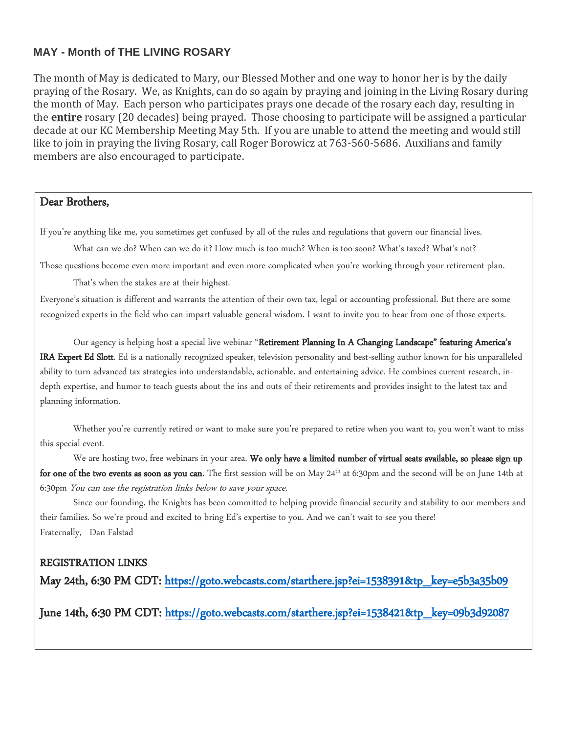## MAY - Month of THE LIVING ROSARY

The month of May is dedicated to Mary, our Blessed Mother and one way to honor her is by the daily praying of the Rosary. We, as Knights, can do so again by praying and joining in the Living Rosary during the month of May. Each person who participates prays one decade of the rosary each day, resulting in the **entire** rosary (20 decades) being prayed. Those choosing to participate will be assigned a particular decade at our KC Membership Meeting May 5th. If you are unable to attend the meeting and would still like to join in praying the living Rosary, call Roger Borowicz at 763-560-5686. Auxilians and family members are also encouraged to participate.

### Dear Brothers,

If you're anything like me, you sometimes get confused by all of the rules and regulations that govern our financial lives.

What can we do? When can we do it? How much is too much? When is too soon? What's taxed? What's not?

Those questions become even more important and even more complicated when you're working through your retirement plan.

That's when the stakes are at their highest.

Everyone's situation is different and warrants the attention of their own tax, legal or accounting professional. But there are some recognized experts in the field who can impart valuable general wisdom. I want to invite you to hear from one of those experts.

Our agency is helping host a special live webinar "**Retirement Planning In A Changing Landscape" featuring America's IRA Expert Ed Slott**. Ed is a nationally recognized speaker, television personality and best-selling author known for his unparalleled ability to turn advanced tax strategies into understandable, actionable, and entertaining advice. He combines current research, in-depth expertise, and humor to teach guests about the ins and outs of their retirements and provides insight to the latest tax and planning information.

Whether you're currently retired or want to make sure you're prepared to retire when you want to, you won't want to miss this special event.

We are hosting two, free webinars in your area. **We only have a limited number of virtual seats available, so please sign up for one of the two events as soon as you can**. The first session will be on May 24th at 6:30pm and the second will be on June 14th at 6:30pm *You can use the registration links below to save your space.*

Since our founding, the Knights has been committed to helping provide financial security and stability to our members and their families. So we're proud and excited to bring Ed's expertise to you. And we can't wait to see you there!

Fraternally, Dan Falstad

REGISTRATION LINKS

**May 24th, 6:30 PM CDT:** https://goto.webcasts.com/starthere.jsp?ei=1538391&tp_key=e5b3a35b09

**June 14th, 6:30 PM CDT:** https://goto.webcasts.com/starthere.jsp?ei=1538421&tp_key=09b3d92087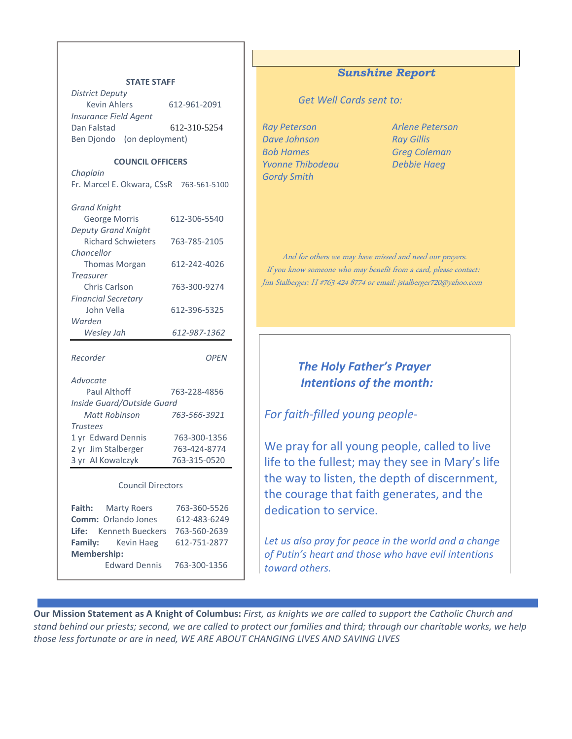### STATE STAFF

*District Deputy*
Kevin Ahlers 612-961-2091

*Insurance Field Agent*
Dan Falstad 612-310-5254
Ben Djondo (on deployment)

### COUNCIL OFFICERS

*Chaplain*
Fr. Marcel E. Okwara, CSsR 763-561-5100

*Grand Knight*
George Morris 612-306-5540

*Deputy Grand Knight*
Richard Schwieters 763-785-2105

*Chancellor*
Thomas Morgan 612-242-4026

*Treasurer*
Chris Carlson 763-300-9274

*Financial Secretary*
John Vella 612-396-5325

*Warden*
*Wesley Jah* *612-987-1362*

*Recorder* *OPEN*

*Advocate*
Paul Althoff 763-228-4856

*Inside Guard/Outside Guard*
*Matt Robinson* *763-566-3921*

*Trustees*
1 yr Edward Dennis 763-300-1356
2 yr Jim Stalberger 763-424-8774
3 yr Al Kowalczyk 763-315-0520

Council Directors

**Faith:** Marty Roers 763-360-5526
**Comm:** Orlando Jones 612-483-6249
**Life:** Kenneth Bueckers 763-560-2639
**Family:** Kevin Haeg 612-751-2877
**Membership:**
Edward Dennis 763-300-1356

## *Sunshine Report*

*Get Well Cards sent to:*

*Ray Peterson*
*Dave Johnson*
*Bob Hames*
*Yvonne Thibodeau*
*Gordy Smith*
*Arlene Peterson*
*Ray Gillis*
*Greg Coleman*
*Debbie Haeg*

*And for others we may have missed and need our prayers.*
*If you know someone who may benefit from a card, please contact:*
*Jim Stalberger: H #763-424-8774 or email: jstalberger720@yahoo.com*

## *The Holy Father's Prayer Intentions of the month:*

*For faith-filled young people-*

We pray for all young people, called to live life to the fullest; may they see in Mary's life the way to listen, the depth of discernment, the courage that faith generates, and the dedication to service.

*Let us also pray for peace in the world and a change of Putin's heart and those who have evil intentions toward others.*

**Our Mission Statement as A Knight of Columbus:** *First, as knights we are called to support the Catholic Church and stand behind our priests; second, we are called to protect our families and third; through our charitable works, we help those less fortunate or are in need, WE ARE ABOUT CHANGING LIVES AND SAVING LIVES*